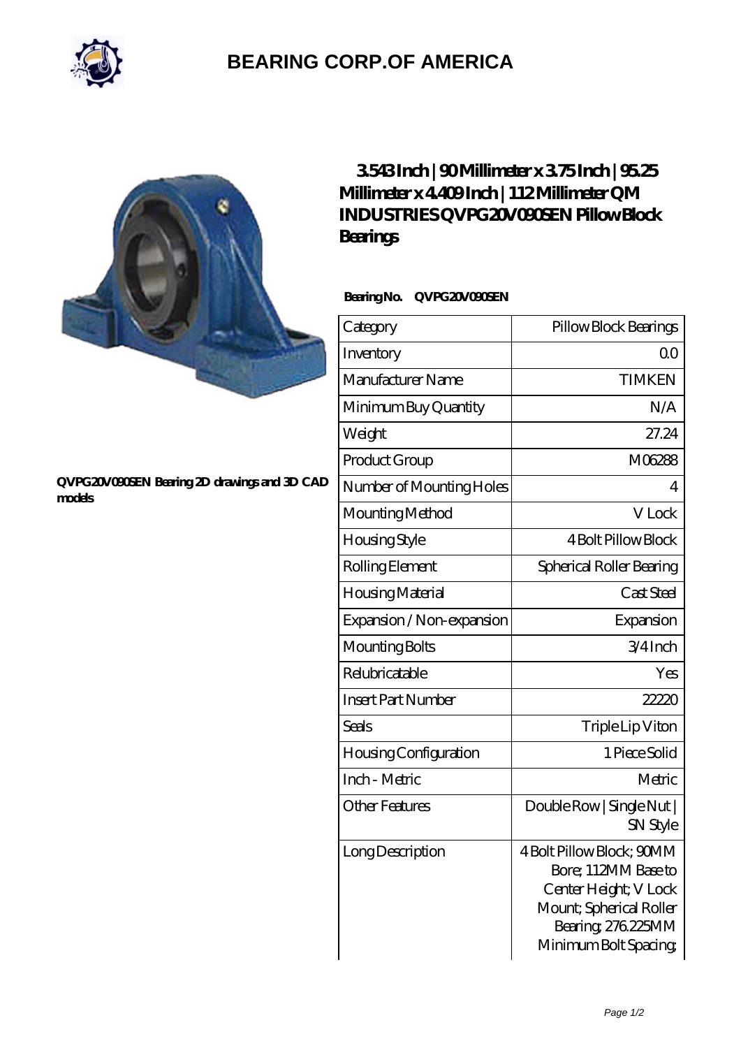# BEARING CORP.OF AMERICA

QVPG20V090SEN Bearing 2D drawings and 3D CAD models

## 3.543 Inch | 90 Millimeter x 3.75 Inch | 95.25 Millimeter x 4.409 Inch | 112 Millimeter QM INDUSTRIES QVPG20V090SEN Pillow Block Bearings

**Bearing No. QVPG20V090SEN**

| Category | Pillow Block Bearings |
|---|---|
| Inventory | 0.0 |
| Manufacturer Name | TIMKEN |
| Minimum Buy Quantity | N/A |
| Weight | 27.24 |
| Product Group | M06288 |
| Number of Mounting Holes | 4 |
| Mounting Method | V Lock |
| Housing Style | 4 Bolt Pillow Block |
| Rolling Element | Spherical Roller Bearing |
| Housing Material | Cast Steel |
| Expansion / Non-expansion | Expansion |
| Mounting Bolts | 3/4 Inch |
| Relubricatable | Yes |
| Insert Part Number | 22220 |
| Seals | Triple Lip Viton |
| Housing Configuration | 1 Piece Solid |
| Inch - Metric | Metric |
| Other Features | Double Row \| Single Nut \| SN Style |
| Long Description | 4 Bolt Pillow Block; 90MM Bore; 112MM Base to Center Height; V Lock Mount; Spherical Roller Bearing; 276.225MM Minimum Bolt Spacing; |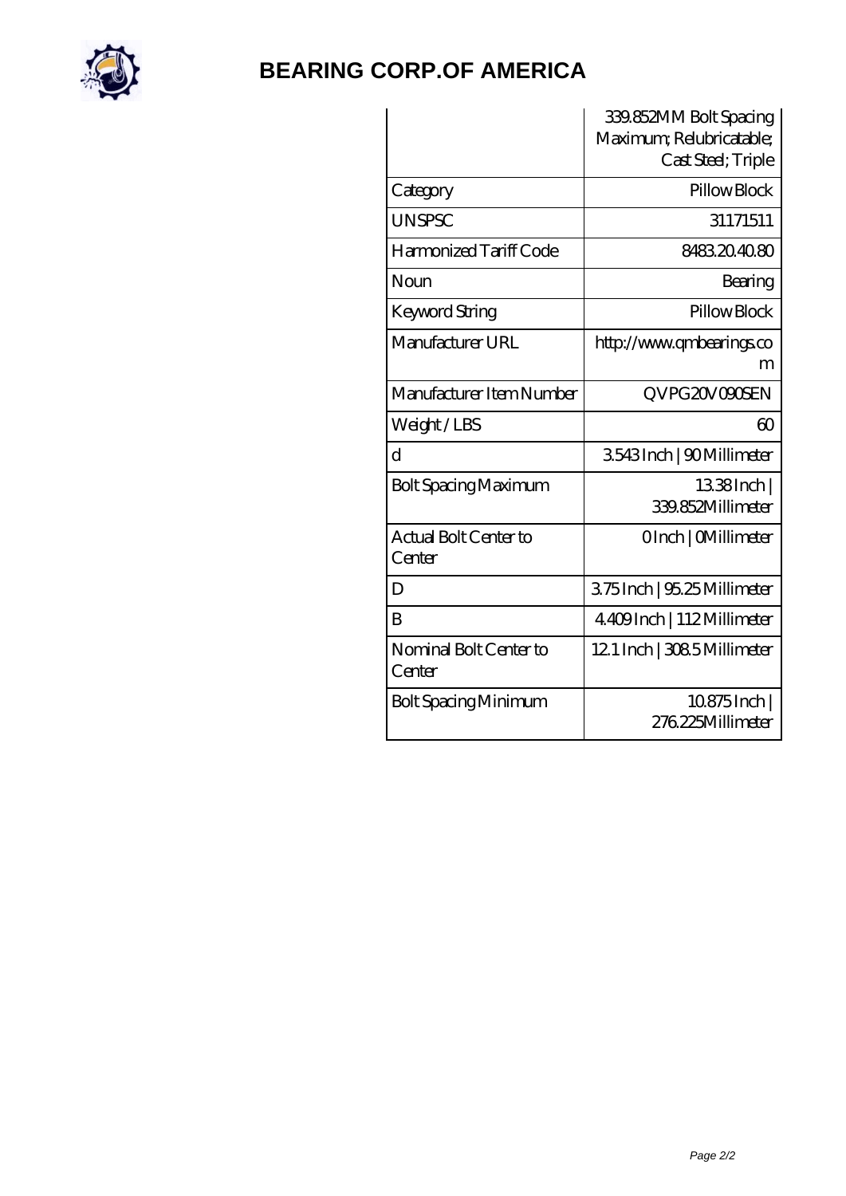# BEARING CORP.OF AMERICA

| | |
|---|---|
| | 339.852MM Bolt Spacing Maximum; Relubricatable; Cast Steel; Triple |
| Category | Pillow Block |
| UNSPSC | 31171511 |
| Harmonized Tariff Code | 8483.20.40.80 |
| Noun | Bearing |
| Keyword String | Pillow Block |
| Manufacturer URL | http://www.qmbearings.com |
| Manufacturer Item Number | QVPG20V090SEN |
| Weight / LBS | 60 |
| d | 3.543 Inch \| 90 Millimeter |
| Bolt Spacing Maximum | 13.38 Inch \| 339.852Millimeter |
| Actual Bolt Center to Center | 0 Inch \| 0Millimeter |
| D | 3.75 Inch \| 95.25 Millimeter |
| B | 4.409 Inch \| 112 Millimeter |
| Nominal Bolt Center to Center | 12.1 Inch \| 308.5 Millimeter |
| Bolt Spacing Minimum | 10.875 Inch \| 276.225Millimeter |